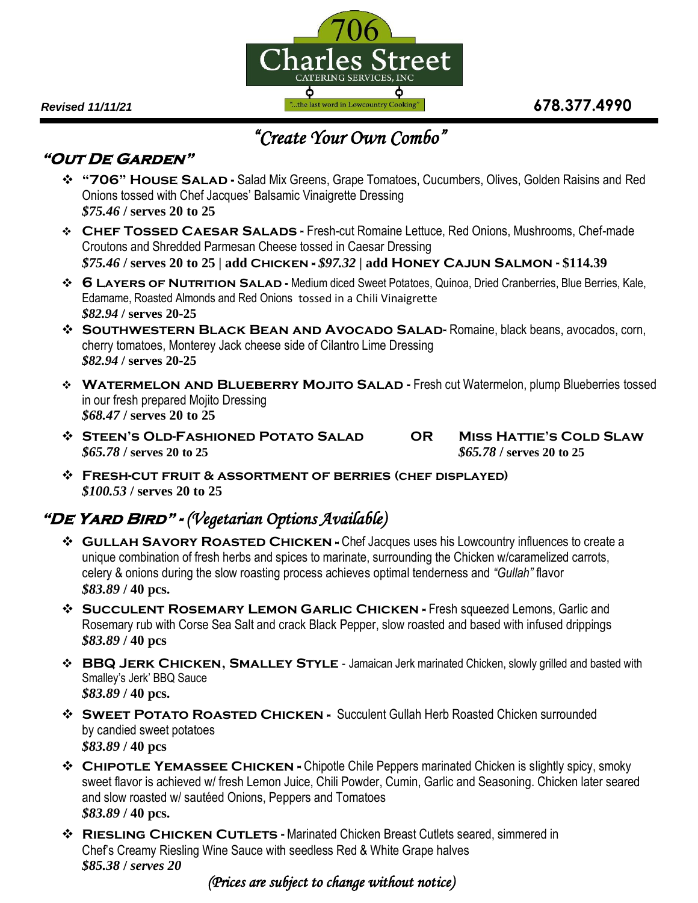706 Charles Street

CATERING SERVICES, INC

"...the last word in Lowcountry Cooking"

*Revised 11/11/21*

**678.377.4990**

# *"Create Your Own Combo"*

## "Out De Garden"

- **"706" House Salad -** Salad Mix Greens, Grape Tomatoes, Cucumbers, Olives, Golden Raisins and Red Onions tossed with Chef Jacques' Balsamic Vinaigrette Dressing
  ***$75.46* / serves 20 to 25**
- **Chef Tossed Caesar Salads -** Fresh-cut Romaine Lettuce, Red Onions, Mushrooms, Chef-made Croutons and Shredded Parmesan Cheese tossed in Caesar Dressing
  ***$75.46* / serves 20 to 25 | add Chicken - *$97.32* | add Honey Cajun Salmon - $114.39**
- **6 Layers of Nutrition Salad -** Medium diced Sweet Potatoes, Quinoa, Dried Cranberries, Blue Berries, Kale, Edamame, Roasted Almonds and Red Onions tossed in a Chili Vinaigrette
  ***$82.94* / serves 20-25**
- **Southwestern Black Bean and Avocado Salad-** Romaine, black beans, avocados, corn, cherry tomatoes, Monterey Jack cheese side of Cilantro Lime Dressing
  ***$82.94* / serves 20-25**
- **Watermelon and Blueberry Mojito Salad -** Fresh cut Watermelon, plump Blueberries tossed in our fresh prepared Mojito Dressing
  ***$68.47* / serves 20 to 25**
- **Steen's Old-Fashioned Potato Salad** ***$65.78* / serves 20 to 25** **OR** **Miss Hattie's Cold Slaw** ***$65.78* / serves 20 to 25**
- **Fresh-cut Fruit & Assortment of Berries (Chef Displayed)**
  ***$100.53* / serves 20 to 25**

## "De Yard Bird" - *(Vegetarian Options Available)*

- **Gullah Savory Roasted Chicken -** Chef Jacques uses his Lowcountry influences to create a unique combination of fresh herbs and spices to marinate, surrounding the Chicken w/caramelized carrots, celery & onions during the slow roasting process achieves optimal tenderness and *"Gullah"* flavor
  ***$83.89* / 40 pcs.**
- **Succulent Rosemary Lemon Garlic Chicken -** Fresh squeezed Lemons, Garlic and Rosemary rub with Corse Sea Salt and crack Black Pepper, slow roasted and based with infused drippings
  ***$83.89* / 40 pcs**
- **BBQ Jerk Chicken, Smalley Style** - Jamaican Jerk marinated Chicken, slowly grilled and basted with Smalley's Jerk' BBQ Sauce
  ***$83.89* / 40 pcs.**
- **Sweet Potato Roasted Chicken -** Succulent Gullah Herb Roasted Chicken surrounded by candied sweet potatoes
  ***$83.89* / 40 pcs**
- **Chipotle Yemassee Chicken -** Chipotle Chile Peppers marinated Chicken is slightly spicy, smoky sweet flavor is achieved w/ fresh Lemon Juice, Chili Powder, Cumin, Garlic and Seasoning. Chicken later seared and slow roasted w/ sautéed Onions, Peppers and Tomatoes
  ***$83.89* / 40 pcs.**
- **Riesling Chicken Cutlets -** Marinated Chicken Breast Cutlets seared, simmered in Chef's Creamy Riesling Wine Sauce with seedless Red & White Grape halves
  ***$85.38 / serves 20***

*(Prices are subject to change without notice)*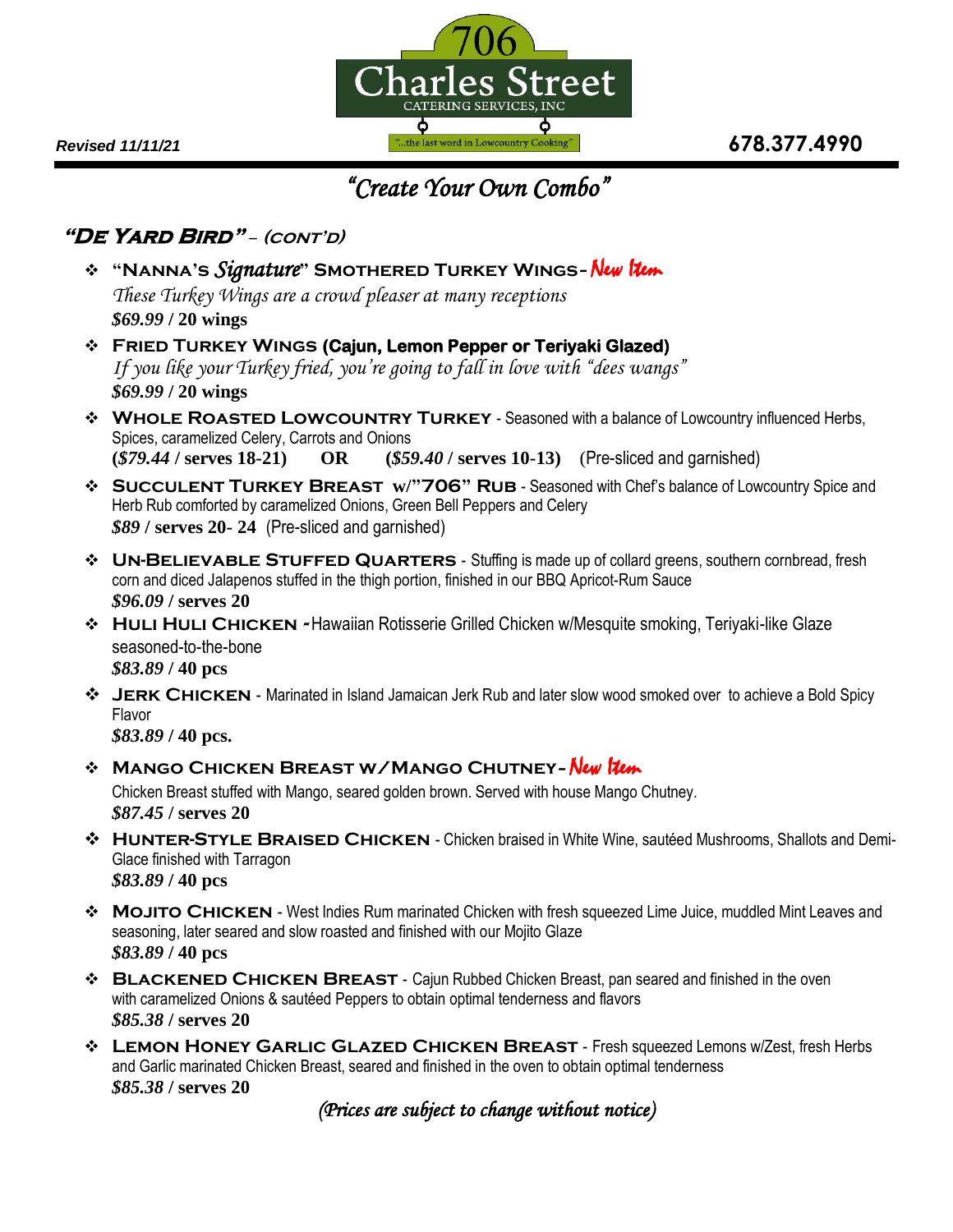706 Charles Street
CATERING SERVICES, INC
"...the last word in Lowcountry Cooking"

*Revised 11/11/21*

**678.377.4990**

# *"Create Your Own Combo"*

## *"De Yard Bird"* – (cont'd)

- **"Nanna's *Signature*" Smothered Turkey Wings-** *New Item*
  *These Turkey Wings are a crowd pleaser at many receptions*
  ***$69.99* / 20 wings**
- **Fried Turkey Wings (Cajun, Lemon Pepper or Teriyaki Glazed)**
  *If you like your Turkey fried, you're going to fall in love with "dees wangs"*
  ***$69.99* / 20 wings**
- **Whole Roasted Lowcountry Turkey** - Seasoned with a balance of Lowcountry influenced Herbs, Spices, caramelized Celery, Carrots and Onions
  **(*$79.44* / serves 18-21) OR (*$59.40* / serves 10-13)** (Pre-sliced and garnished)
- **Succulent Turkey Breast w/"706" Rub** - Seasoned with Chef's balance of Lowcountry Spice and Herb Rub comforted by caramelized Onions, Green Bell Peppers and Celery
  ***$89* / serves 20- 24** (Pre-sliced and garnished)
- **Un-Believable Stuffed Quarters** - Stuffing is made up of collard greens, southern cornbread, fresh corn and diced Jalapenos stuffed in the thigh portion, finished in our BBQ Apricot-Rum Sauce
  ***$96.09* / serves 20**
- **Huli Huli Chicken -** Hawaiian Rotisserie Grilled Chicken w/Mesquite smoking, Teriyaki-like Glaze seasoned-to-the-bone
  ***$83.89* / 40 pcs**
- **Jerk Chicken** - Marinated in Island Jamaican Jerk Rub and later slow wood smoked over to achieve a Bold Spicy Flavor
  ***$83.89* / 40 pcs.**
- **Mango Chicken Breast w/Mango Chutney-** *New Item*
  Chicken Breast stuffed with Mango, seared golden brown. Served with house Mango Chutney.
  ***$87.45* / serves 20**
- **Hunter-Style Braised Chicken** - Chicken braised in White Wine, sautéed Mushrooms, Shallots and Demi-Glace finished with Tarragon
  ***$83.89* / 40 pcs**
- **Mojito Chicken** - West Indies Rum marinated Chicken with fresh squeezed Lime Juice, muddled Mint Leaves and seasoning, later seared and slow roasted and finished with our Mojito Glaze
  ***$83.89* / 40 pcs**
- **Blackened Chicken Breast** - Cajun Rubbed Chicken Breast, pan seared and finished in the oven with caramelized Onions & sautéed Peppers to obtain optimal tenderness and flavors
  ***$85.38* / serves 20**
- **Lemon Honey Garlic Glazed Chicken Breast** - Fresh squeezed Lemons w/Zest, fresh Herbs and Garlic marinated Chicken Breast, seared and finished in the oven to obtain optimal tenderness
  ***$85.38* / serves 20**

*(Prices are subject to change without notice)*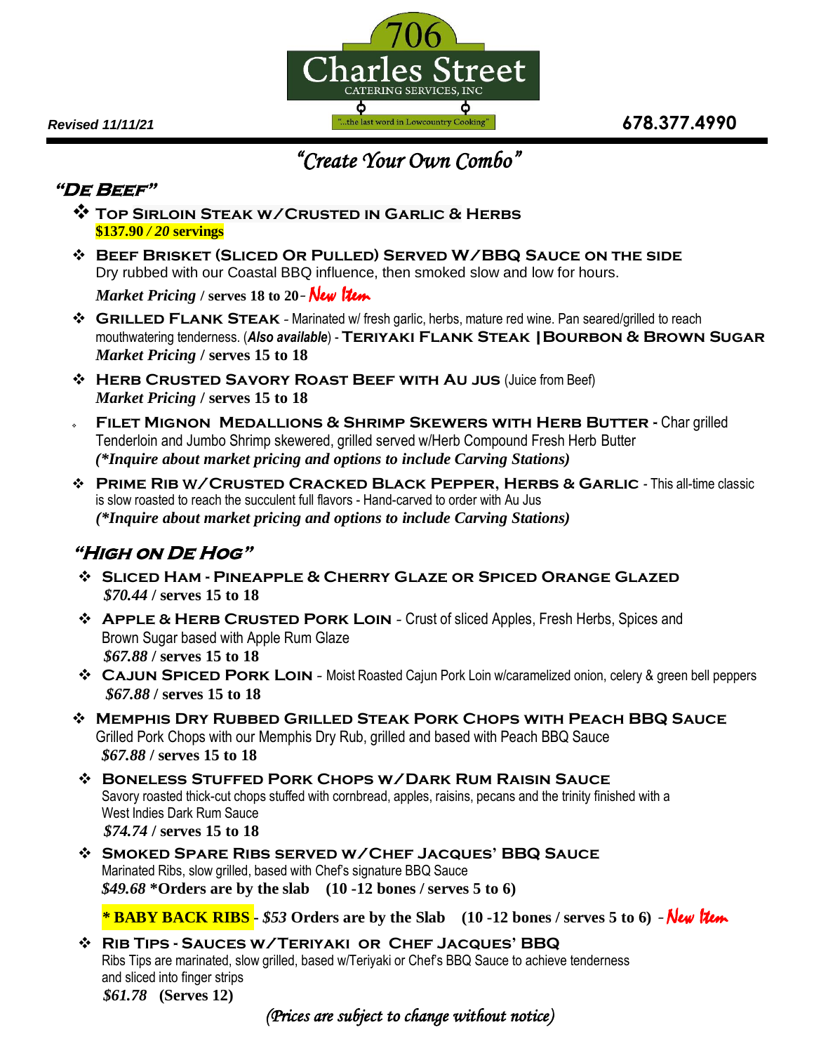706 Charles Street
CATERING SERVICES, INC
"...the last word in Lowcountry Cooking"

*Revised 11/11/21*

**678.377.4990**

# *"Create Your Own Combo"*

## *"De Beef"*

- **Top Sirloin Steak w/Crusted in Garlic & Herbs**
  **$137.90 / *20* servings**
- **Beef Brisket (Sliced Or Pulled) Served W/BBQ Sauce on the side**
  Dry rubbed with our Coastal BBQ influence, then smoked slow and low for hours.
  ***Market Pricing* / serves 18 to 20** - *New Item*
- **Grilled Flank Steak** - Marinated w/ fresh garlic, herbs, mature red wine. Pan seared/grilled to reach mouthwatering tenderness. (***Also available***) - **Teriyaki Flank Steak | Bourbon & Brown Sugar**
  ***Market Pricing* / serves 15 to 18**
- **Herb Crusted Savory Roast Beef with Au Jus** (Juice from Beef)
  ***Market Pricing* / serves 15 to 18**
- **Filet Mignon Medallions & Shrimp Skewers with Herb Butter** - Char grilled Tenderloin and Jumbo Shrimp skewered, grilled served w/Herb Compound Fresh Herb Butter
  ***(*Inquire about market pricing and options to include Carving Stations)***
- **Prime Rib w/Crusted Cracked Black Pepper, Herbs & Garlic** - This all-time classic is slow roasted to reach the succulent full flavors - Hand-carved to order with Au Jus
  ***(*Inquire about market pricing and options to include Carving Stations)***

## *"High on De Hog"*

- **Sliced Ham - Pineapple & Cherry Glaze or Spiced Orange Glazed**
  ***$70.44* / serves 15 to 18**
- **Apple & Herb Crusted Pork Loin** - Crust of sliced Apples, Fresh Herbs, Spices and Brown Sugar based with Apple Rum Glaze
  ***$67.88* / serves 15 to 18**
- **Cajun Spiced Pork Loin** - Moist Roasted Cajun Pork Loin w/caramelized onion, celery & green bell peppers
  ***$67.88* / serves 15 to 18**
- **Memphis Dry Rubbed Grilled Steak Pork Chops with Peach BBQ Sauce**
  Grilled Pork Chops with our Memphis Dry Rub, grilled and based with Peach BBQ Sauce
  ***$67.88* / serves 15 to 18**
- **Boneless Stuffed Pork Chops w/Dark Rum Raisin Sauce**
  Savory roasted thick-cut chops stuffed with cornbread, apples, raisins, pecans and the trinity finished with a West Indies Dark Rum Sauce
  ***$74.74* / serves 15 to 18**
- **Smoked Spare Ribs served w/Chef Jacques' BBQ Sauce**
  Marinated Ribs, slow grilled, based with Chef's signature BBQ Sauce
  ***$49.68* *Orders are by the slab (10 -12 bones / serves 5 to 6)**

  *** BABY BACK RIBS - *$53* Orders are by the Slab (10 -12 bones / serves 5 to 6)** - *New Item*
- **Rib Tips - Sauces w/Teriyaki or Chef Jacques' BBQ**
  Ribs Tips are marinated, slow grilled, based w/Teriyaki or Chef's BBQ Sauce to achieve tenderness and sliced into finger strips
  ***$61.78* (Serves 12)**

*(Prices are subject to change without notice)*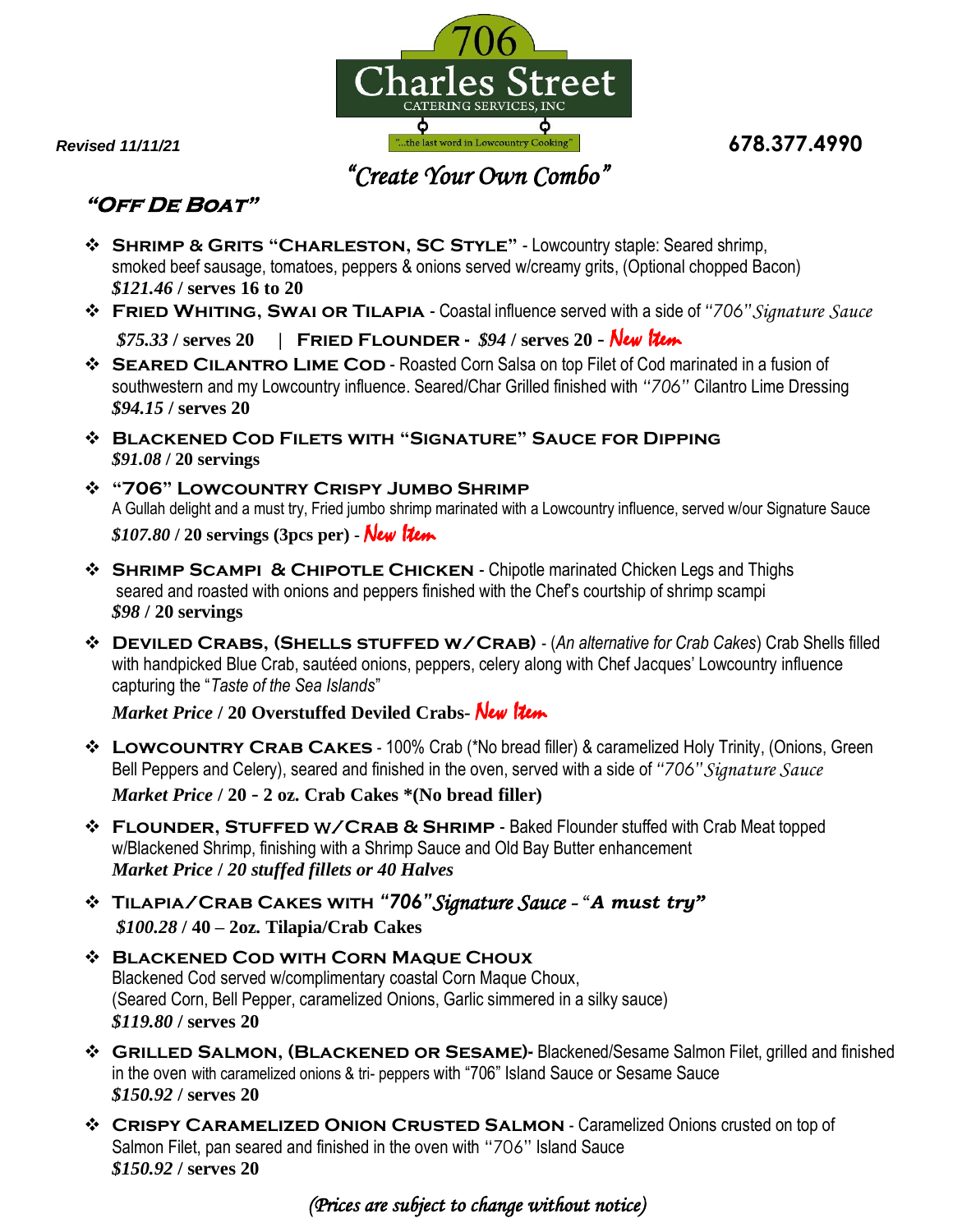Revised 11/11/21

706 Charles Street
CATERING SERVICES, INC
"...the last word in Lowcountry Cooking"

678.377.4990

# *"Create Your Own Combo"*

## *"Off De Boat"*

- **Shrimp & Grits "Charleston, SC Style"** - Lowcountry staple: Seared shrimp, smoked beef sausage, tomatoes, peppers & onions served w/creamy grits, (Optional chopped Bacon)
  ***$121.46* / serves 16 to 20**
- **Fried Whiting, Swai or Tilapia** - Coastal influence served with a side of *"706" Signature Sauce*
  ***$75.33* / serves 20** | **Fried Flounder - *$94* / serves 20** - *New Item*
- **Seared Cilantro Lime Cod** - Roasted Corn Salsa on top Filet of Cod marinated in a fusion of southwestern and my Lowcountry influence. Seared/Char Grilled finished with *"706"* Cilantro Lime Dressing
  ***$94.15* / serves 20**
- **Blackened Cod Filets with "Signature" Sauce for Dipping**
  ***$91.08* / 20 servings**
- **"706" Lowcountry Crispy Jumbo Shrimp**
  A Gullah delight and a must try, Fried jumbo shrimp marinated with a Lowcountry influence, served w/our Signature Sauce
  ***$107.80* / 20 servings (3pcs per)** - *New Item*
- **Shrimp Scampi & Chipotle Chicken** - Chipotle marinated Chicken Legs and Thighs seared and roasted with onions and peppers finished with the Chef's courtship of shrimp scampi
  ***$98* / 20 servings**
- **Deviled Crabs, (Shells stuffed w/Crab)** - (*An alternative for Crab Cakes*) Crab Shells filled with handpicked Blue Crab, sautéed onions, peppers, celery along with Chef Jacques' Lowcountry influence capturing the "*Taste of the Sea Islands*"
  ***Market Price* / 20 Overstuffed Deviled Crabs**- *New Item*
- **Lowcountry Crab Cakes** - 100% Crab (*No bread filler) & caramelized Holy Trinity, (Onions, Green Bell Peppers and Celery), seared and finished in the oven, served with a side of *"706" Signature Sauce*
  ***Market Price* / 20 - 2 oz. Crab Cakes *(No bread filler)**
- **Flounder, Stuffed w/Crab & Shrimp** - Baked Flounder stuffed with Crab Meat topped w/Blackened Shrimp, finishing with a Shrimp Sauce and Old Bay Butter enhancement
  ***Market Price / 20 stuffed fillets or 40 Halves***
- **Tilapia/Crab Cakes with *"706" Signature Sauce* – "*A must try*"**
  ***$100.28* / 40 – 2oz. Tilapia/Crab Cakes**
- **Blackened Cod with Corn Maque Choux**
  Blackened Cod served w/complimentary coastal Corn Maque Choux, (Seared Corn, Bell Pepper, caramelized Onions, Garlic simmered in a silky sauce)
  ***$119.80* / serves 20**
- **Grilled Salmon, (Blackened or Sesame)-** Blackened/Sesame Salmon Filet, grilled and finished in the oven with caramelized onions & tri- peppers with "706" Island Sauce or Sesame Sauce
  ***$150.92* / serves 20**
- **Crispy Caramelized Onion Crusted Salmon** - Caramelized Onions crusted on top of Salmon Filet, pan seared and finished in the oven with "706" Island Sauce
  ***$150.92* / serves 20**

*(Prices are subject to change without notice)*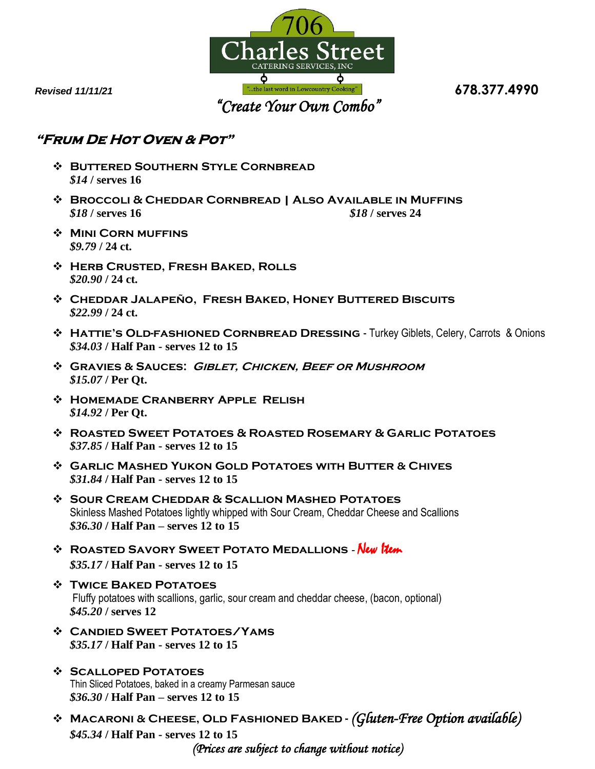706 Charles Street

CATERING SERVICES, INC

"...the last word in Lowcountry Cooking"

*Revised 11/11/21*

**678.377.4990**

*"Create Your Own Combo"*

## *"Frum De Hot Oven & Pot"*

- **Buttered Southern Style Cornbread**
  ***$14*** **/ serves 16**
- **Broccoli & Cheddar Cornbread | Also Available in Muffins**
  ***$18*** **/ serves 16** ***$18*** **/ serves 24**
- **Mini Corn muffins**
  ***$9.79*** **/ 24 ct.**
- **Herb Crusted, Fresh Baked, Rolls**
  ***$20.90*** **/ 24 ct.**
- **Cheddar Jalapeño, Fresh Baked, Honey Buttered Biscuits**
  ***$22.99*** **/ 24 ct.**
- **Hattie's Old-fashioned Cornbread Dressing** - Turkey Giblets, Celery, Carrots & Onions
  ***$34.03*** **/ Half Pan - serves 12 to 15**
- **Gravies & Sauces:** ***Giblet, Chicken, Beef or Mushroom***
  ***$15.07*** **/ Per Qt.**
- **Homemade Cranberry Apple Relish**
  ***$14.92*** **/ Per Qt.**
- **Roasted Sweet Potatoes & Roasted Rosemary & Garlic Potatoes**
  ***$37.85*** **/ Half Pan - serves 12 to 15**
- **Garlic Mashed Yukon Gold Potatoes with Butter & Chives**
  ***$31.84*** **/ Half Pan - serves 12 to 15**
- **Sour Cream Cheddar & Scallion Mashed Potatoes**
  Skinless Mashed Potatoes lightly whipped with Sour Cream, Cheddar Cheese and Scallions
  ***$36.30*** **/ Half Pan – serves 12 to 15**
- **Roasted Savory Sweet Potato Medallions** - *New Item*
  ***$35.17*** **/ Half Pan - serves 12 to 15**
- **Twice Baked Potatoes**
  Fluffy potatoes with scallions, garlic, sour cream and cheddar cheese, (bacon, optional)
  ***$45.20*** **/ serves 12**
- **Candied Sweet Potatoes/Yams**
  ***$35.17*** **/ Half Pan - serves 12 to 15**
- **Scalloped Potatoes**
  Thin Sliced Potatoes, baked in a creamy Parmesan sauce
  ***$36.30*** **/ Half Pan – serves 12 to 15**
- **Macaroni & Cheese, Old Fashioned Baked** - *(Gluten-Free Option available)*
  ***$45.34*** **/ Half Pan - serves 12 to 15**

*(Prices are subject to change without notice)*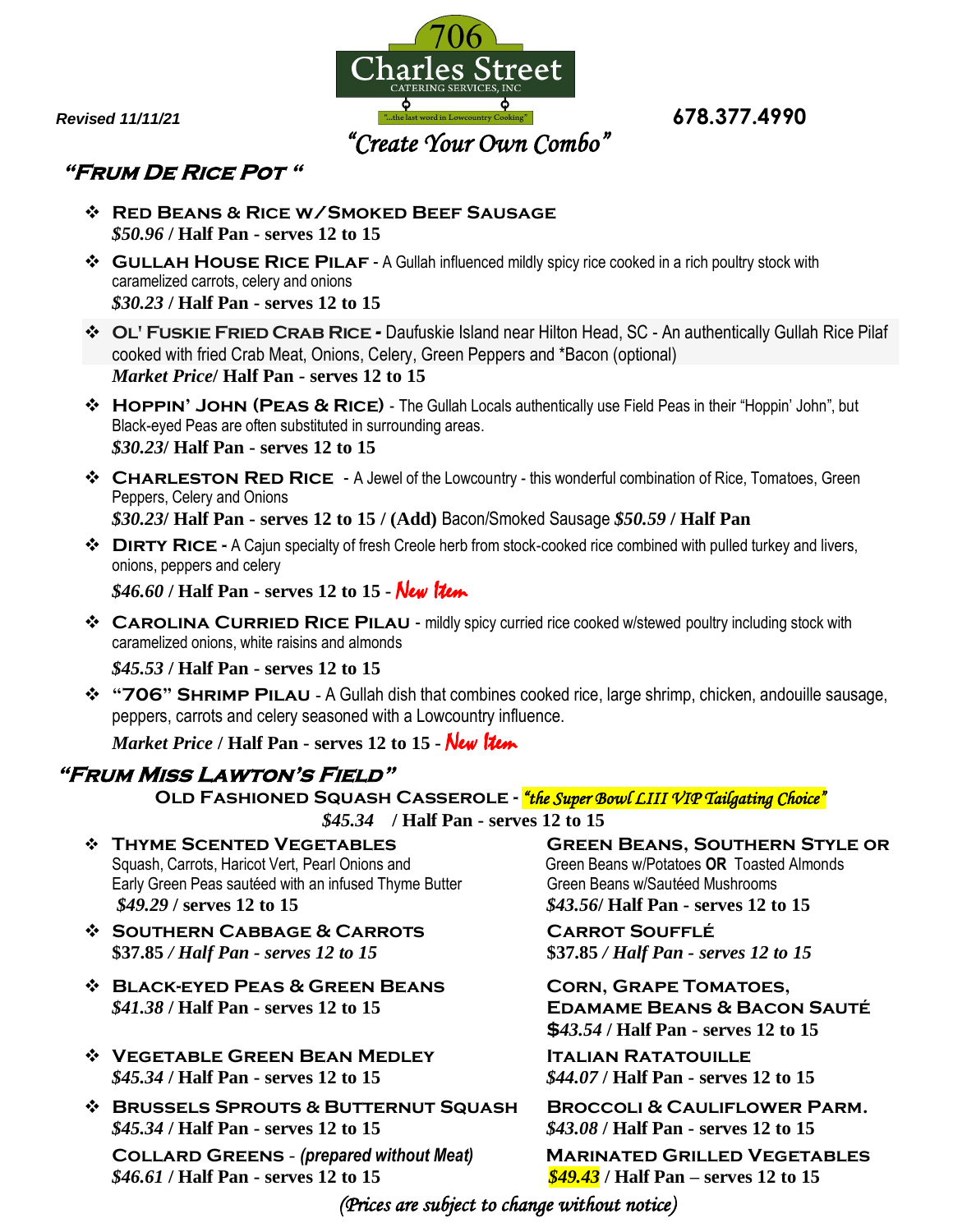**706 Charles Street** CATERING SERVICES, INC

"...the last word in Lowcountry Cooking"

*Revised 11/11/21*

**678.377.4990**

*"Create Your Own Combo"*

## "Frum De Rice Pot "

- **Red Beans & Rice w/Smoked Beef Sausage**
  ***$50.96*** **/ Half Pan - serves 12 to 15**
- **Gullah House Rice Pilaf** - A Gullah influenced mildly spicy rice cooked in a rich poultry stock with caramelized carrots, celery and onions
  ***$30.23*** **/ Half Pan - serves 12 to 15**
- **Ol' Fuskie Fried Crab Rice -** Daufuskie Island near Hilton Head, SC - An authentically Gullah Rice Pilaf cooked with fried Crab Meat, Onions, Celery, Green Peppers and *Bacon (optional)
  ***Market Price*/ Half Pan - serves 12 to 15**
- **Hoppin' John (Peas & Rice)** - The Gullah Locals authentically use Field Peas in their "Hoppin' John", but Black-eyed Peas are often substituted in surrounding areas.
  ***$30.23*/ Half Pan - serves 12 to 15**
- **Charleston Red Rice** - A Jewel of the Lowcountry - this wonderful combination of Rice, Tomatoes, Green Peppers, Celery and Onions
  ***$30.23*/ Half Pan - serves 12 to 15 / (Add)** Bacon/Smoked Sausage ***$50.59*** **/ Half Pan**
- **Dirty Rice -** A Cajun specialty of fresh Creole herb from stock-cooked rice combined with pulled turkey and livers, onions, peppers and celery
  ***$46.60*** **/ Half Pan - serves 12 to 15 -** *New Item*
- **Carolina Curried Rice Pilau** - mildly spicy curried rice cooked w/stewed poultry including stock with caramelized onions, white raisins and almonds
  ***$45.53*** **/ Half Pan - serves 12 to 15**
- **"706" Shrimp Pilau** - A Gullah dish that combines cooked rice, large shrimp, chicken, andouille sausage, peppers, carrots and celery seasoned with a Lowcountry influence.
  ***Market Price*** **/ Half Pan - serves 12 to 15 -** *New Item*

## "Frum Miss Lawton's Field"

**Old Fashioned Squash Casserole -** *"the Super Bowl LIII VIP Tailgating Choice"*
***$45.34*** **/ Half Pan - serves 12 to 15**

- **Thyme Scented Vegetables**
  Squash, Carrots, Haricot Vert, Pearl Onions and Early Green Peas sautéed with an infused Thyme Butter
  ***$49.29*** **/ serves 12 to 15**
- **Southern Cabbage & Carrots**
  **$37.85** ***/ Half Pan - serves 12 to 15***
- **Black-eyed Peas & Green Beans**
  ***$41.38*** **/ Half Pan - serves 12 to 15**
- **Vegetable Green Bean Medley**
  ***$45.34*** **/ Half Pan - serves 12 to 15**
- **Brussels Sprouts & Butternut Squash**
  ***$45.34*** **/ Half Pan - serves 12 to 15**

**Collard Greens** - *(prepared without Meat)*
***$46.61*** **/ Half Pan - serves 12 to 15**

**Green Beans, Southern Style or**
Green Beans w/Potatoes **OR** Toasted Almonds
Green Beans w/Sautéed Mushrooms
***$43.56*/ Half Pan - serves 12 to 15**

**Carrot Soufflé**
**$37.85** ***/ Half Pan - serves 12 to 15***

**Corn, Grape Tomatoes, Edamame Beans & Bacon Sauté**
**$*43.54*** **/ Half Pan - serves 12 to 15**

**Italian Ratatouille**
***$44.07*** **/ Half Pan - serves 12 to 15**

**Broccoli & Cauliflower Parm.**
***$43.08*** **/ Half Pan - serves 12 to 15**

**Marinated Grilled Vegetables**
***$49.43*** **/ Half Pan – serves 12 to 15**

*(Prices are subject to change without notice)*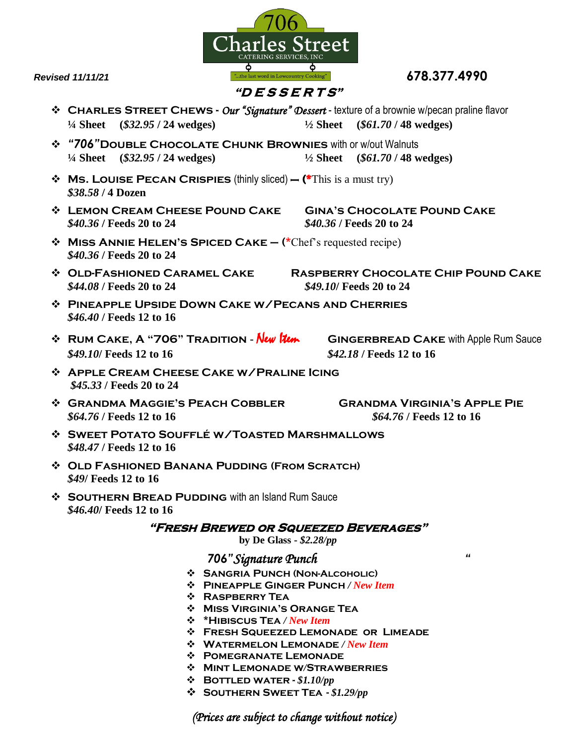Revised 11/11/21

706 Charles Street
CATERING SERVICES, INC
"...the last word in Lowcountry Cooking"

678.377.4990

# "DESSERTS"

- **CHARLES STREET CHEWS** - *Our "Signature" Dessert* - texture of a brownie w/pecan praline flavor
  **¼ Sheet (*$32.95* / 24 wedges)** **½ Sheet (*$61.70* / 48 wedges)**
- **"706" DOUBLE CHOCOLATE CHUNK BROWNIES** with or w/out Walnuts
  **¼ Sheet (*$32.95* / 24 wedges)** **½ Sheet (*$61.70* / 48 wedges)**
- **MS. LOUISE PECAN CRISPIES** (thinly sliced) – (*This is a must try)
  ***$38.58* / 4 Dozen**
- **LEMON CREAM CHEESE POUND CAKE**
  ***$40.36* / Feeds 20 to 24**
  **GINA'S CHOCOLATE POUND CAKE**
  ***$40.36* / Feeds 20 to 24**
- **MISS ANNIE HELEN'S SPICED CAKE** – (*Chef's requested recipe)
  ***$40.36* / Feeds 20 to 24**
- **OLD-FASHIONED CARAMEL CAKE**
  ***$44.08* / Feeds 20 to 24**
  **RASPBERRY CHOCOLATE CHIP POUND CAKE**
  ***$49.10*/ Feeds 20 to 24**
- **PINEAPPLE UPSIDE DOWN CAKE W/PECANS AND CHERRIES**
  ***$46.40* / Feeds 12 to 16**
- **RUM CAKE, A "706" TRADITION** - *New Item*
  ***$49.10*/ Feeds 12 to 16**
  **GINGERBREAD CAKE** with Apple Rum Sauce
  ***$42.18* / Feeds 12 to 16**
- **APPLE CREAM CHEESE CAKE W/PRALINE ICING**
  ***$45.33* / Feeds 20 to 24**
- **GRANDMA MAGGIE'S PEACH COBBLER**
  ***$64.76* / Feeds 12 to 16**
  **GRANDMA VIRGINIA'S APPLE PIE**
  ***$64.76* / Feeds 12 to 16**
- **SWEET POTATO SOUFFLÉ W/TOASTED MARSHMALLOWS**
  ***$48.47* / Feeds 12 to 16**
- **OLD FASHIONED BANANA PUDDING (FROM SCRATCH)**
  ***$49*/ Feeds 12 to 16**
- **SOUTHERN BREAD PUDDING** with an Island Rum Sauce
  ***$46.40*/ Feeds 12 to 16**

## "FRESH BREWED OR SQUEEZED BEVERAGES"

**by De Glass - *$2.28/pp***

### 706" Signature Punch

- **SANGRIA PUNCH (NON-ALCOHOLIC)**
- **PINEAPPLE GINGER PUNCH** / *New Item*
- **RASPBERRY TEA**
- **MISS VIRGINIA'S ORANGE TEA**
- ***HIBISCUS TEA** / *New Item*
- **FRESH SQUEEZED LEMONADE OR LIMEADE**
- **WATERMELON LEMONADE** / *New Item*
- **POMEGRANATE LEMONADE**
- **MINT LEMONADE W/STRAWBERRIES**
- **BOTTLED WATER** - *$1.10/pp*
- **SOUTHERN SWEET TEA** - *$1.29/pp*

*(Prices are subject to change without notice)*